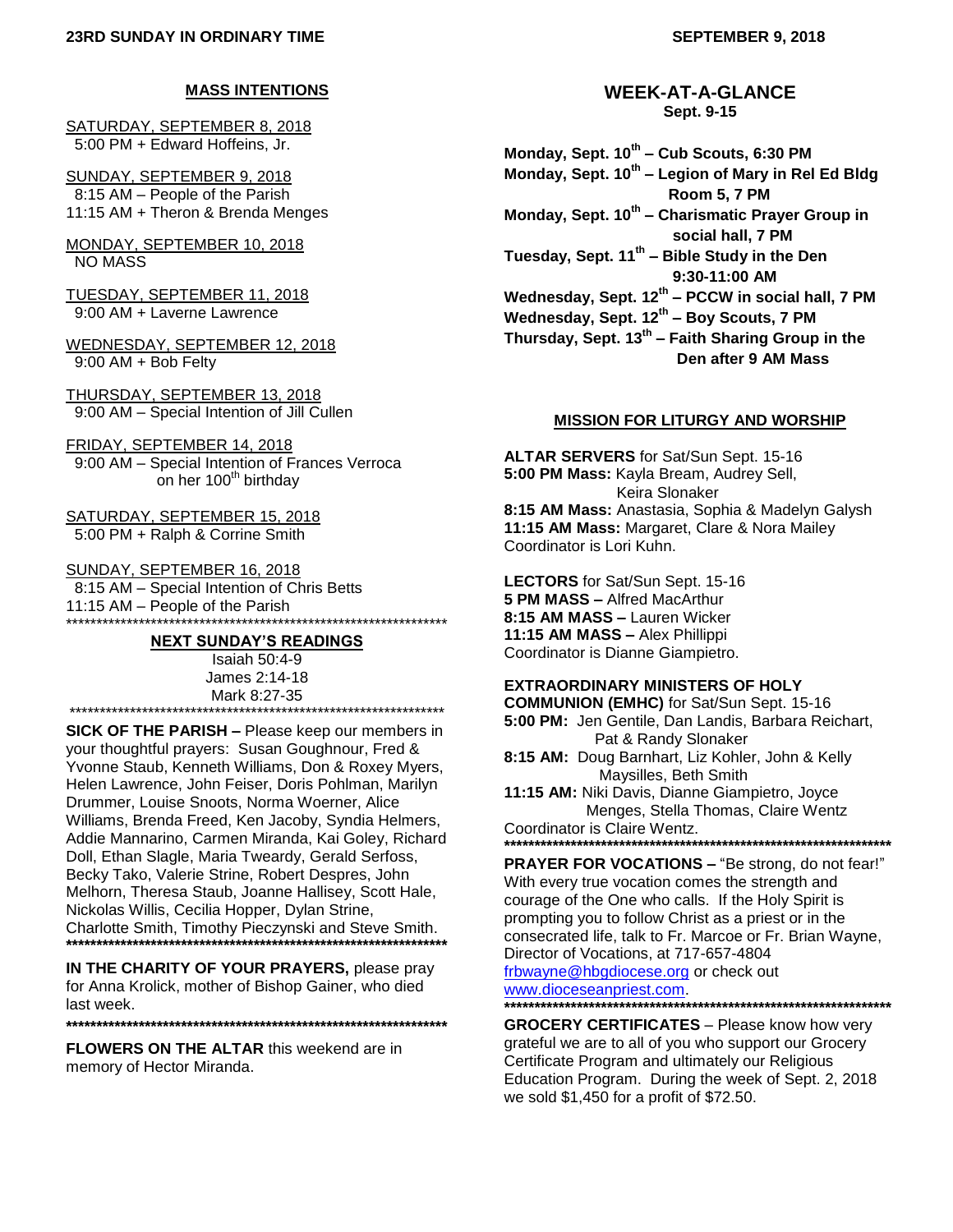**23RD SUNDAY IN ORDINARY TIME** **SEPTEMBER 9, 2018**

## MASS INTENTIONS

SATURDAY, SEPTEMBER 8, 2018
5:00 PM + Edward Hoffeins, Jr.

SUNDAY, SEPTEMBER 9, 2018
8:15 AM – People of the Parish
11:15 AM + Theron & Brenda Menges

MONDAY, SEPTEMBER 10, 2018
NO MASS

TUESDAY, SEPTEMBER 11, 2018
9:00 AM + Laverne Lawrence

WEDNESDAY, SEPTEMBER 12, 2018
9:00 AM + Bob Felty

THURSDAY, SEPTEMBER 13, 2018
9:00 AM – Special Intention of Jill Cullen

FRIDAY, SEPTEMBER 14, 2018
9:00 AM – Special Intention of Frances Verroca on her 100th birthday

SATURDAY, SEPTEMBER 15, 2018
5:00 PM + Ralph & Corrine Smith

SUNDAY, SEPTEMBER 16, 2018
8:15 AM – Special Intention of Chris Betts
11:15 AM – People of the Parish

*****************************************************************

## NEXT SUNDAY'S READINGS

Isaiah 50:4-9
James 2:14-18
Mark 8:27-35

*****************************************************************

**SICK OF THE PARISH –** Please keep our members in your thoughtful prayers: Susan Goughnour, Fred & Yvonne Staub, Kenneth Williams, Don & Roxey Myers, Helen Lawrence, John Feiser, Doris Pohlman, Marilyn Drummer, Louise Snoots, Norma Woerner, Alice Williams, Brenda Freed, Ken Jacoby, Syndia Helmers, Addie Mannarino, Carmen Miranda, Kai Goley, Richard Doll, Ethan Slagle, Maria Tweardy, Gerald Serfoss, Becky Tako, Valerie Strine, Robert Despres, John Melhorn, Theresa Staub, Joanne Hallisey, Scott Hale, Nickolas Willis, Cecilia Hopper, Dylan Strine, Charlotte Smith, Timothy Pieczynski and Steve Smith.

*****************************************************************

**IN THE CHARITY OF YOUR PRAYERS,** please pray for Anna Krolick, mother of Bishop Gainer, who died last week.

*****************************************************************

**FLOWERS ON THE ALTAR** this weekend are in memory of Hector Miranda.

## WEEK-AT-A-GLANCE
**Sept. 9-15**

**Monday, Sept. 10th – Cub Scouts, 6:30 PM**
**Monday, Sept. 10th – Legion of Mary in Rel Ed Bldg Room 5, 7 PM**
**Monday, Sept. 10th – Charismatic Prayer Group in social hall, 7 PM**
**Tuesday, Sept. 11th – Bible Study in the Den 9:30-11:00 AM**
**Wednesday, Sept. 12th – PCCW in social hall, 7 PM**
**Wednesday, Sept. 12th – Boy Scouts, 7 PM**
**Thursday, Sept. 13th – Faith Sharing Group in the Den after 9 AM Mass**

## MISSION FOR LITURGY AND WORSHIP

**ALTAR SERVERS** for Sat/Sun Sept. 15-16
**5:00 PM Mass:** Kayla Bream, Audrey Sell, Keira Slonaker
**8:15 AM Mass:** Anastasia, Sophia & Madelyn Galysh
**11:15 AM Mass:** Margaret, Clare & Nora Mailey
Coordinator is Lori Kuhn.

**LECTORS** for Sat/Sun Sept. 15-16
**5 PM MASS –** Alfred MacArthur
**8:15 AM MASS –** Lauren Wicker
**11:15 AM MASS –** Alex Phillippi
Coordinator is Dianne Giampietro.

**EXTRAORDINARY MINISTERS OF HOLY COMMUNION (EMHC)** for Sat/Sun Sept. 15-16
**5:00 PM:** Jen Gentile, Dan Landis, Barbara Reichart, Pat & Randy Slonaker
**8:15 AM:** Doug Barnhart, Liz Kohler, John & Kelly Maysilles, Beth Smith
**11:15 AM:** Niki Davis, Dianne Giampietro, Joyce Menges, Stella Thomas, Claire Wentz
Coordinator is Claire Wentz.

*****************************************************************

**PRAYER FOR VOCATIONS –** "Be strong, do not fear!" With every true vocation comes the strength and courage of the One who calls. If the Holy Spirit is prompting you to follow Christ as a priest or in the consecrated life, talk to Fr. Marcoe or Fr. Brian Wayne, Director of Vocations, at 717-657-4804 frbwayne@hbgdiocese.org or check out www.dioceseanpriest.com.

*****************************************************************

**GROCERY CERTIFICATES** – Please know how very grateful we are to all of you who support our Grocery Certificate Program and ultimately our Religious Education Program. During the week of Sept. 2, 2018 we sold $1,450 for a profit of $72.50.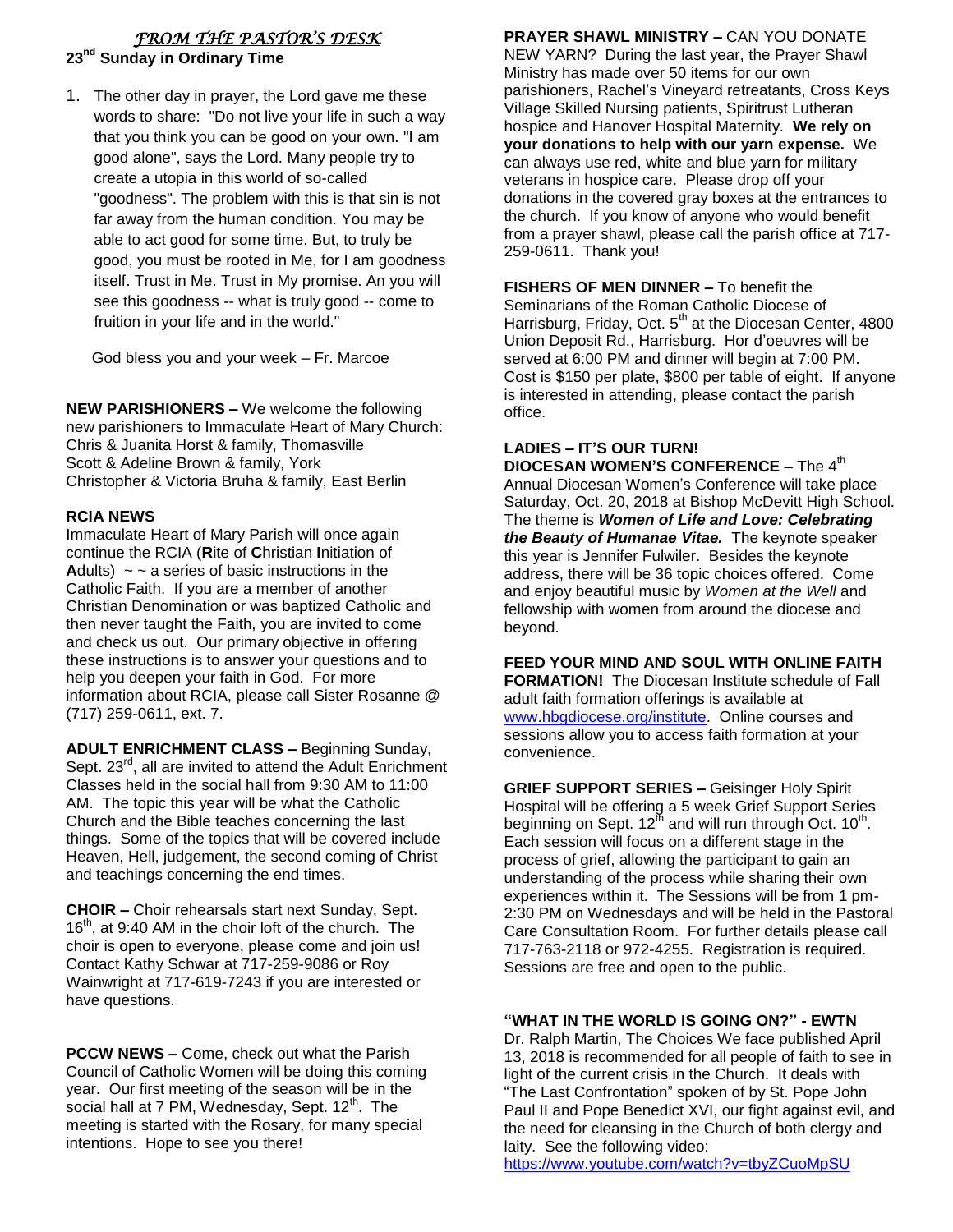## *FROM THE PASTOR'S DESK*

**23rd Sunday in Ordinary Time**

1. The other day in prayer, the Lord gave me these words to share: "Do not live your life in such a way that you think you can be good on your own. "I am good alone", says the Lord. Many people try to create a utopia in this world of so-called "goodness". The problem with this is that sin is not far away from the human condition. You may be able to act good for some time. But, to truly be good, you must be rooted in Me, for I am goodness itself. Trust in Me. Trust in My promise. An you will see this goodness -- what is truly good -- come to fruition in your life and in the world."

God bless you and your week – Fr. Marcoe

**NEW PARISHIONERS –** We welcome the following new parishioners to Immaculate Heart of Mary Church:
Chris & Juanita Horst & family, Thomasville
Scott & Adeline Brown & family, York
Christopher & Victoria Bruha & family, East Berlin

**RCIA NEWS**

Immaculate Heart of Mary Parish will once again continue the RCIA (**R**ite of **C**hristian **I**nitiation of **A**dults) ~ ~ a series of basic instructions in the Catholic Faith. If you are a member of another Christian Denomination or was baptized Catholic and then never taught the Faith, you are invited to come and check us out. Our primary objective in offering these instructions is to answer your questions and to help you deepen your faith in God. For more information about RCIA, please call Sister Rosanne @ (717) 259-0611, ext. 7.

**ADULT ENRICHMENT CLASS –** Beginning Sunday, Sept. 23rd, all are invited to attend the Adult Enrichment Classes held in the social hall from 9:30 AM to 11:00 AM. The topic this year will be what the Catholic Church and the Bible teaches concerning the last things. Some of the topics that will be covered include Heaven, Hell, judgement, the second coming of Christ and teachings concerning the end times.

**CHOIR –** Choir rehearsals start next Sunday, Sept. 16th, at 9:40 AM in the choir loft of the church. The choir is open to everyone, please come and join us! Contact Kathy Schwar at 717-259-9086 or Roy Wainwright at 717-619-7243 if you are interested or have questions.

**PCCW NEWS –** Come, check out what the Parish Council of Catholic Women will be doing this coming year. Our first meeting of the season will be in the social hall at 7 PM, Wednesday, Sept. 12th. The meeting is started with the Rosary, for many special intentions. Hope to see you there!

**PRAYER SHAWL MINISTRY –** CAN YOU DONATE NEW YARN? During the last year, the Prayer Shawl Ministry has made over 50 items for our own parishioners, Rachel's Vineyard retreatants, Cross Keys Village Skilled Nursing patients, Spiritrust Lutheran hospice and Hanover Hospital Maternity. **We rely on your donations to help with our yarn expense.** We can always use red, white and blue yarn for military veterans in hospice care. Please drop off your donations in the covered gray boxes at the entrances to the church. If you know of anyone who would benefit from a prayer shawl, please call the parish office at 717-259-0611. Thank you!

**FISHERS OF MEN DINNER –** To benefit the Seminarians of the Roman Catholic Diocese of Harrisburg, Friday, Oct. 5th at the Diocesan Center, 4800 Union Deposit Rd., Harrisburg. Hor d'oeuvres will be served at 6:00 PM and dinner will begin at 7:00 PM. Cost is $150 per plate, $800 per table of eight. If anyone is interested in attending, please contact the parish office.

**LADIES – IT'S OUR TURN!**

**DIOCESAN WOMEN'S CONFERENCE –** The 4th Annual Diocesan Women's Conference will take place Saturday, Oct. 20, 2018 at Bishop McDevitt High School. The theme is ***Women of Life and Love: Celebrating the Beauty of Humanae Vitae.*** The keynote speaker this year is Jennifer Fulwiler. Besides the keynote address, there will be 36 topic choices offered. Come and enjoy beautiful music by *Women at the Well* and fellowship with women from around the diocese and beyond.

**FEED YOUR MIND AND SOUL WITH ONLINE FAITH FORMATION!** The Diocesan Institute schedule of Fall adult faith formation offerings is available at www.hbgdiocese.org/institute. Online courses and sessions allow you to access faith formation at your convenience.

**GRIEF SUPPORT SERIES –** Geisinger Holy Spirit Hospital will be offering a 5 week Grief Support Series beginning on Sept. 12th and will run through Oct. 10th. Each session will focus on a different stage in the process of grief, allowing the participant to gain an understanding of the process while sharing their own experiences within it. The Sessions will be from 1 pm-2:30 PM on Wednesdays and will be held in the Pastoral Care Consultation Room. For further details please call 717-763-2118 or 972-4255. Registration is required. Sessions are free and open to the public.

**"WHAT IN THE WORLD IS GOING ON?" - EWTN**

Dr. Ralph Martin, The Choices We face published April 13, 2018 is recommended for all people of faith to see in light of the current crisis in the Church. It deals with "The Last Confrontation" spoken of by St. Pope John Paul II and Pope Benedict XVI, our fight against evil, and the need for cleansing in the Church of both clergy and laity. See the following video:
https://www.youtube.com/watch?v=tbyZCuoMpSU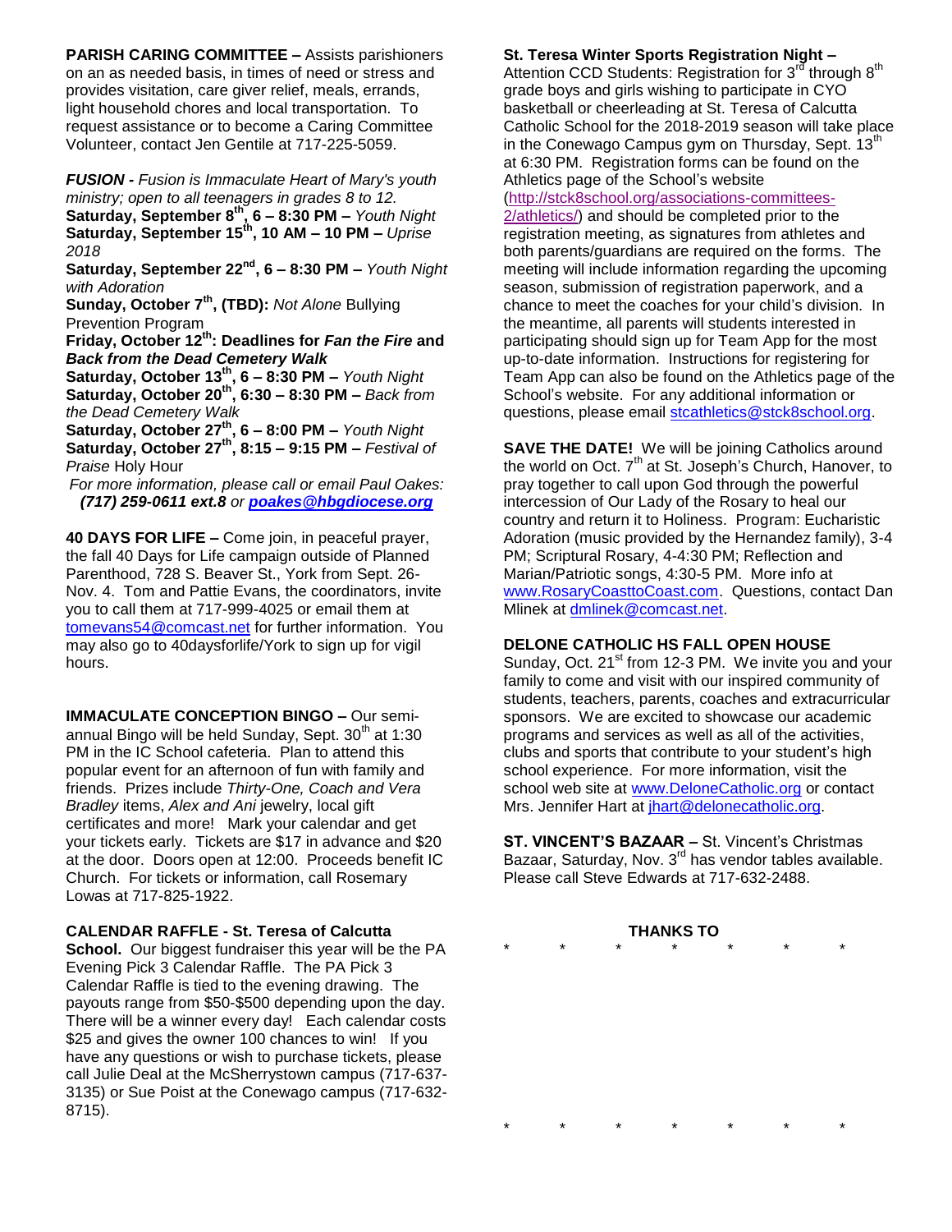**PARISH CARING COMMITTEE –** Assists parishioners on an as needed basis, in times of need or stress and provides visitation, care giver relief, meals, errands, light household chores and local transportation. To request assistance or to become a Caring Committee Volunteer, contact Jen Gentile at 717-225-5059.

***FUSION** - Fusion is Immaculate Heart of Mary's youth ministry; open to all teenagers in grades 8 to 12.*

**Saturday, September 8th, 6 – 8:30 PM –** *Youth Night*
**Saturday, September 15th, 10 AM – 10 PM –** *Uprise 2018*
**Saturday, September 22nd, 6 – 8:30 PM –** *Youth Night with Adoration*
**Sunday, October 7th, (TBD):** *Not Alone* Bullying Prevention Program
**Friday, October 12th: Deadlines for *Fan the Fire* and *Back from the Dead Cemetery Walk***
**Saturday, October 13th, 6 – 8:30 PM –** *Youth Night*
**Saturday, October 20th, 6:30 – 8:30 PM –** *Back from the Dead Cemetery Walk*
**Saturday, October 27th, 6 – 8:00 PM –** *Youth Night*
**Saturday, October 27th, 8:15 – 9:15 PM –** *Festival of Praise* Holy Hour

*For more information, please call or email Paul Oakes: **(717) 259-0611 ext.8** or **poakes@hbgdiocese.org***

**40 DAYS FOR LIFE –** Come join, in peaceful prayer, the fall 40 Days for Life campaign outside of Planned Parenthood, 728 S. Beaver St., York from Sept. 26-Nov. 4. Tom and Pattie Evans, the coordinators, invite you to call them at 717-999-4025 or email them at tomevans54@comcast.net for further information. You may also go to 40daysforlife/York to sign up for vigil hours.

**IMMACULATE CONCEPTION BINGO –** Our semi-annual Bingo will be held Sunday, Sept. 30th at 1:30 PM in the IC School cafeteria. Plan to attend this popular event for an afternoon of fun with family and friends. Prizes include *Thirty-One, Coach and Vera Bradley* items, *Alex and Ani* jewelry, local gift certificates and more! Mark your calendar and get your tickets early. Tickets are $17 in advance and $20 at the door. Doors open at 12:00. Proceeds benefit IC Church. For tickets or information, call Rosemary Lowas at 717-825-1922.

**CALENDAR RAFFLE - St. Teresa of Calcutta School.** Our biggest fundraiser this year will be the PA Evening Pick 3 Calendar Raffle. The PA Pick 3 Calendar Raffle is tied to the evening drawing. The payouts range from $50-$500 depending upon the day. There will be a winner every day! Each calendar costs $25 and gives the owner 100 chances to win! If you have any questions or wish to purchase tickets, please call Julie Deal at the McSherrystown campus (717-637-3135) or Sue Poist at the Conewago campus (717-632-8715).

**St. Teresa Winter Sports Registration Night –** Attention CCD Students: Registration for 3rd through 8th grade boys and girls wishing to participate in CYO basketball or cheerleading at St. Teresa of Calcutta Catholic School for the 2018-2019 season will take place in the Conewago Campus gym on Thursday, Sept. 13th at 6:30 PM. Registration forms can be found on the Athletics page of the School's website (http://stck8school.org/associations-committees-2/athletics/) and should be completed prior to the registration meeting, as signatures from athletes and both parents/guardians are required on the forms. The meeting will include information regarding the upcoming season, submission of registration paperwork, and a chance to meet the coaches for your child's division. In the meantime, all parents will students interested in participating should sign up for Team App for the most up-to-date information. Instructions for registering for Team App can also be found on the Athletics page of the School's website. For any additional information or questions, please email stcathletics@stck8school.org.

**SAVE THE DATE!** We will be joining Catholics around the world on Oct. 7th at St. Joseph's Church, Hanover, to pray together to call upon God through the powerful intercession of Our Lady of the Rosary to heal our country and return it to Holiness. Program: Eucharistic Adoration (music provided by the Hernandez family), 3-4 PM; Scriptural Rosary, 4-4:30 PM; Reflection and Marian/Patriotic songs, 4:30-5 PM. More info at www.RosaryCoasttoCoast.com. Questions, contact Dan Mlinek at dmlinek@comcast.net.

**DELONE CATHOLIC HS FALL OPEN HOUSE**
Sunday, Oct. 21st from 12-3 PM. We invite you and your family to come and visit with our inspired community of students, teachers, parents, coaches and extracurricular sponsors. We are excited to showcase our academic programs and services as well as all of the activities, clubs and sports that contribute to your student's high school experience. For more information, visit the school web site at www.DeloneCatholic.org or contact Mrs. Jennifer Hart at jhart@delonecatholic.org.

**ST. VINCENT'S BAZAAR –** St. Vincent's Christmas Bazaar, Saturday, Nov. 3rd has vendor tables available. Please call Steve Edwards at 717-632-2488.

**THANKS TO**

\*    \*    \*    \*    \*    \*    \*

\*    \*    \*    \*    \*    \*    \*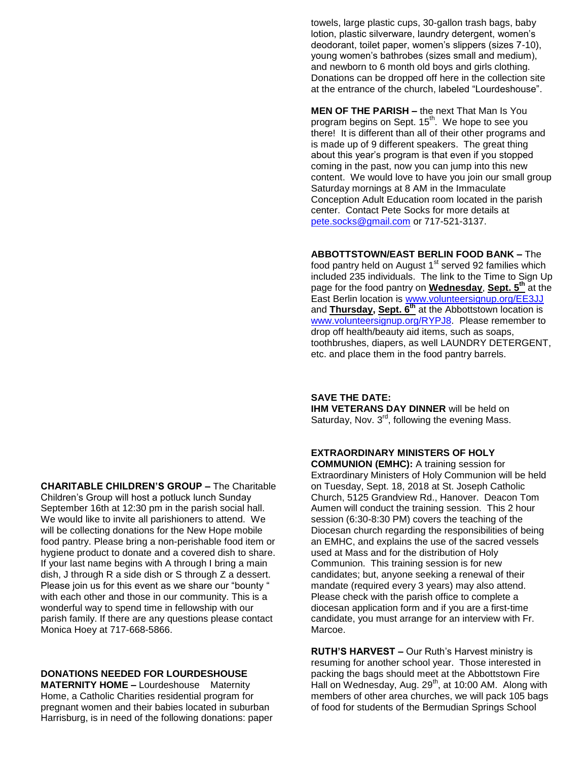**CHARITABLE CHILDREN'S GROUP –** The Charitable Children's Group will host a potluck lunch Sunday September 16th at 12:30 pm in the parish social hall. We would like to invite all parishioners to attend. We will be collecting donations for the New Hope mobile food pantry. Please bring a non-perishable food item or hygiene product to donate and a covered dish to share. If your last name begins with A through I bring a main dish, J through R a side dish or S through Z a dessert. Please join us for this event as we share our "bounty " with each other and those in our community. This is a wonderful way to spend time in fellowship with our parish family. If there are any questions please contact Monica Hoey at 717-668-5866.

**DONATIONS NEEDED FOR LOURDESHOUSE MATERNITY HOME –** Lourdeshouse Maternity Home, a Catholic Charities residential program for pregnant women and their babies located in suburban Harrisburg, is in need of the following donations: paper towels, large plastic cups, 30-gallon trash bags, baby lotion, plastic silverware, laundry detergent, women's deodorant, toilet paper, women's slippers (sizes 7-10), young women's bathrobes (sizes small and medium), and newborn to 6 month old boys and girls clothing. Donations can be dropped off here in the collection site at the entrance of the church, labeled "Lourdeshouse".

**MEN OF THE PARISH –** the next That Man Is You program begins on Sept. 15th. We hope to see you there! It is different than all of their other programs and is made up of 9 different speakers. The great thing about this year's program is that even if you stopped coming in the past, now you can jump into this new content. We would love to have you join our small group Saturday mornings at 8 AM in the Immaculate Conception Adult Education room located in the parish center. Contact Pete Socks for more details at pete.socks@gmail.com or 717-521-3137.

**ABBOTTSTOWN/EAST BERLIN FOOD BANK –** The food pantry held on August 1st served 92 families which included 235 individuals. The link to the Time to Sign Up page for the food pantry on **Wednesday**, **Sept. 5th** at the East Berlin location is www.volunteersignup.org/EE3JJ and **Thursday, Sept. 6th** at the Abbottstown location is www.volunteersignup.org/RYPJ8. Please remember to drop off health/beauty aid items, such as soaps, toothbrushes, diapers, as well LAUNDRY DETERGENT, etc. and place them in the food pantry barrels.

**SAVE THE DATE:**
**IHM VETERANS DAY DINNER** will be held on Saturday, Nov. 3rd, following the evening Mass.

**EXTRAORDINARY MINISTERS OF HOLY COMMUNION (EMHC):** A training session for Extraordinary Ministers of Holy Communion will be held on Tuesday, Sept. 18, 2018 at St. Joseph Catholic Church, 5125 Grandview Rd., Hanover. Deacon Tom Aumen will conduct the training session. This 2 hour session (6:30-8:30 PM) covers the teaching of the Diocesan church regarding the responsibilities of being an EMHC, and explains the use of the sacred vessels used at Mass and for the distribution of Holy Communion. This training session is for new candidates; but, anyone seeking a renewal of their mandate (required every 3 years) may also attend. Please check with the parish office to complete a diocesan application form and if you are a first-time candidate, you must arrange for an interview with Fr. Marcoe.

**RUTH'S HARVEST –** Our Ruth's Harvest ministry is resuming for another school year. Those interested in packing the bags should meet at the Abbottstown Fire Hall on Wednesday, Aug. 29th, at 10:00 AM. Along with members of other area churches, we will pack 105 bags of food for students of the Bermudian Springs School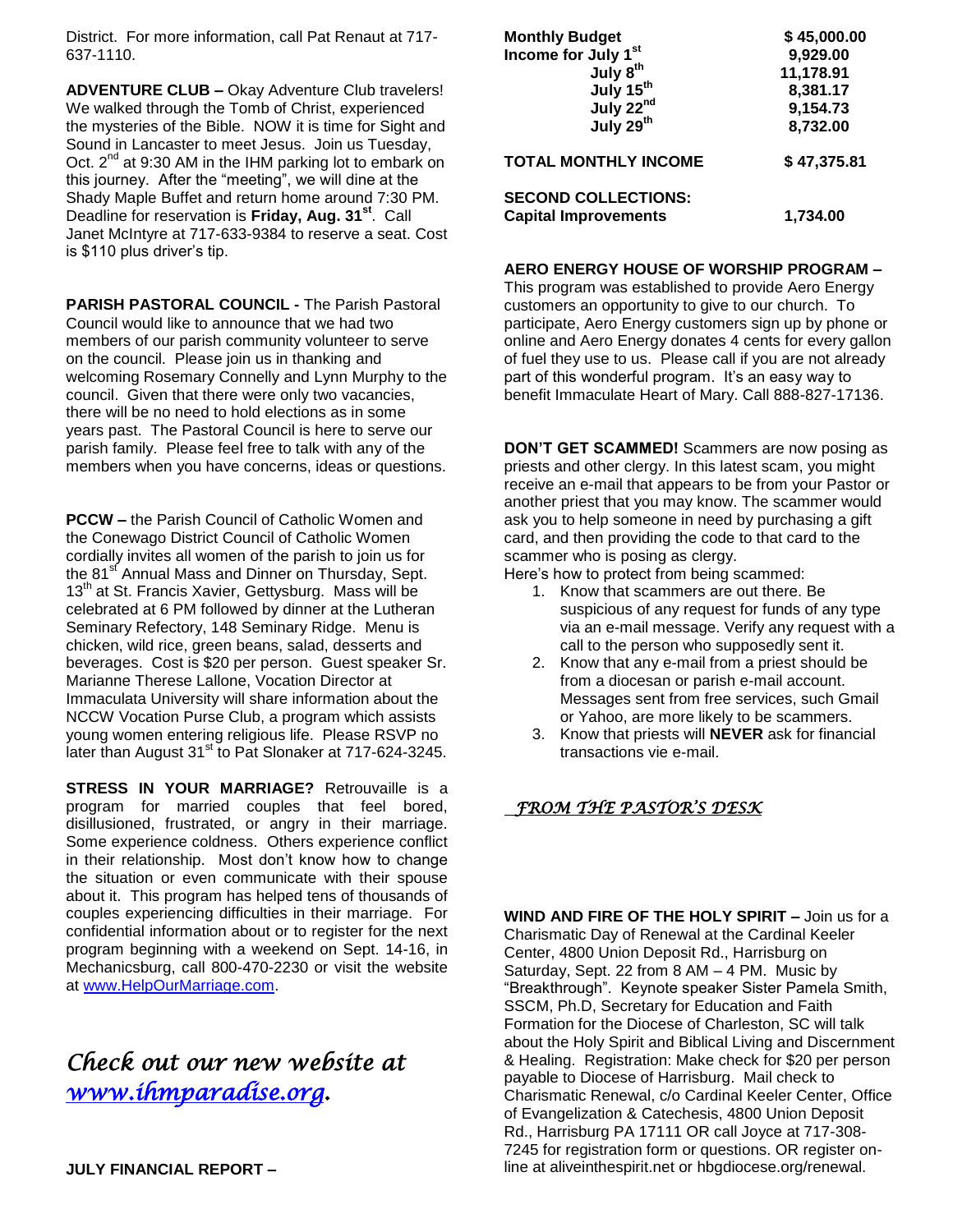District. For more information, call Pat Renaut at 717-637-1110.

**ADVENTURE CLUB –** Okay Adventure Club travelers! We walked through the Tomb of Christ, experienced the mysteries of the Bible. NOW it is time for Sight and Sound in Lancaster to meet Jesus. Join us Tuesday, Oct. 2nd at 9:30 AM in the IHM parking lot to embark on this journey. After the "meeting", we will dine at the Shady Maple Buffet and return home around 7:30 PM. Deadline for reservation is **Friday, Aug. 31st**. Call Janet McIntyre at 717-633-9384 to reserve a seat. Cost is $110 plus driver's tip.

**PARISH PASTORAL COUNCIL -** The Parish Pastoral Council would like to announce that we had two members of our parish community volunteer to serve on the council. Please join us in thanking and welcoming Rosemary Connelly and Lynn Murphy to the council. Given that there were only two vacancies, there will be no need to hold elections as in some years past. The Pastoral Council is here to serve our parish family. Please feel free to talk with any of the members when you have concerns, ideas or questions.

**PCCW –** the Parish Council of Catholic Women and the Conewago District Council of Catholic Women cordially invites all women of the parish to join us for the 81st Annual Mass and Dinner on Thursday, Sept. 13th at St. Francis Xavier, Gettysburg. Mass will be celebrated at 6 PM followed by dinner at the Lutheran Seminary Refectory, 148 Seminary Ridge. Menu is chicken, wild rice, green beans, salad, desserts and beverages. Cost is $20 per person. Guest speaker Sr. Marianne Therese Lallone, Vocation Director at Immaculata University will share information about the NCCW Vocation Purse Club, a program which assists young women entering religious life. Please RSVP no later than August 31st to Pat Slonaker at 717-624-3245.

**STRESS IN YOUR MARRIAGE?** Retrouvaille is a program for married couples that feel bored, disillusioned, frustrated, or angry in their marriage. Some experience coldness. Others experience conflict in their relationship. Most don't know how to change the situation or even communicate with their spouse about it. This program has helped tens of thousands of couples experiencing difficulties in their marriage. For confidential information about or to register for the next program beginning with a weekend on Sept. 14-16, in Mechanicsburg, call 800-470-2230 or visit the website at www.HelpOurMarriage.com.

*Check out our new website at www.ihmparadise.org.*

**JULY FINANCIAL REPORT –**

| | |
|---|---|
| **Monthly Budget** | **$ 45,000.00** |
| **Income for July 1st** | **9,929.00** |
| **July 8th** | **11,178.91** |
| **July 15th** | **8,381.17** |
| **July 22nd** | **9,154.73** |
| **July 29th** | **8,732.00** |
| **TOTAL MONTHLY INCOME** | **$ 47,375.81** |
| **SECOND COLLECTIONS:** | |
| **Capital Improvements** | **1,734.00** |

**AERO ENERGY HOUSE OF WORSHIP PROGRAM –** This program was established to provide Aero Energy customers an opportunity to give to our church. To participate, Aero Energy customers sign up by phone or online and Aero Energy donates 4 cents for every gallon of fuel they use to us. Please call if you are not already part of this wonderful program. It's an easy way to benefit Immaculate Heart of Mary. Call 888-827-17136.

**DON'T GET SCAMMED!** Scammers are now posing as priests and other clergy. In this latest scam, you might receive an e-mail that appears to be from your Pastor or another priest that you may know. The scammer would ask you to help someone in need by purchasing a gift card, and then providing the code to that card to the scammer who is posing as clergy.

Here's how to protect from being scammed:

1. Know that scammers are out there. Be suspicious of any request for funds of any type via an e-mail message. Verify any request with a call to the person who supposedly sent it.
2. Know that any e-mail from a priest should be from a diocesan or parish e-mail account. Messages sent from free services, such Gmail or Yahoo, are more likely to be scammers.
3. Know that priests will **NEVER** ask for financial transactions vie e-mail.

## *FROM THE PASTOR'S DESK*

**WIND AND FIRE OF THE HOLY SPIRIT –** Join us for a Charismatic Day of Renewal at the Cardinal Keeler Center, 4800 Union Deposit Rd., Harrisburg on Saturday, Sept. 22 from 8 AM – 4 PM. Music by "Breakthrough". Keynote speaker Sister Pamela Smith, SSCM, Ph.D, Secretary for Education and Faith Formation for the Diocese of Charleston, SC will talk about the Holy Spirit and Biblical Living and Discernment & Healing. Registration: Make check for $20 per person payable to Diocese of Harrisburg. Mail check to Charismatic Renewal, c/o Cardinal Keeler Center, Office of Evangelization & Catechesis, 4800 Union Deposit Rd., Harrisburg PA 17111 OR call Joyce at 717-308-7245 for registration form or questions. OR register on-line at aliveinthespirit.net or hbgdiocese.org/renewal.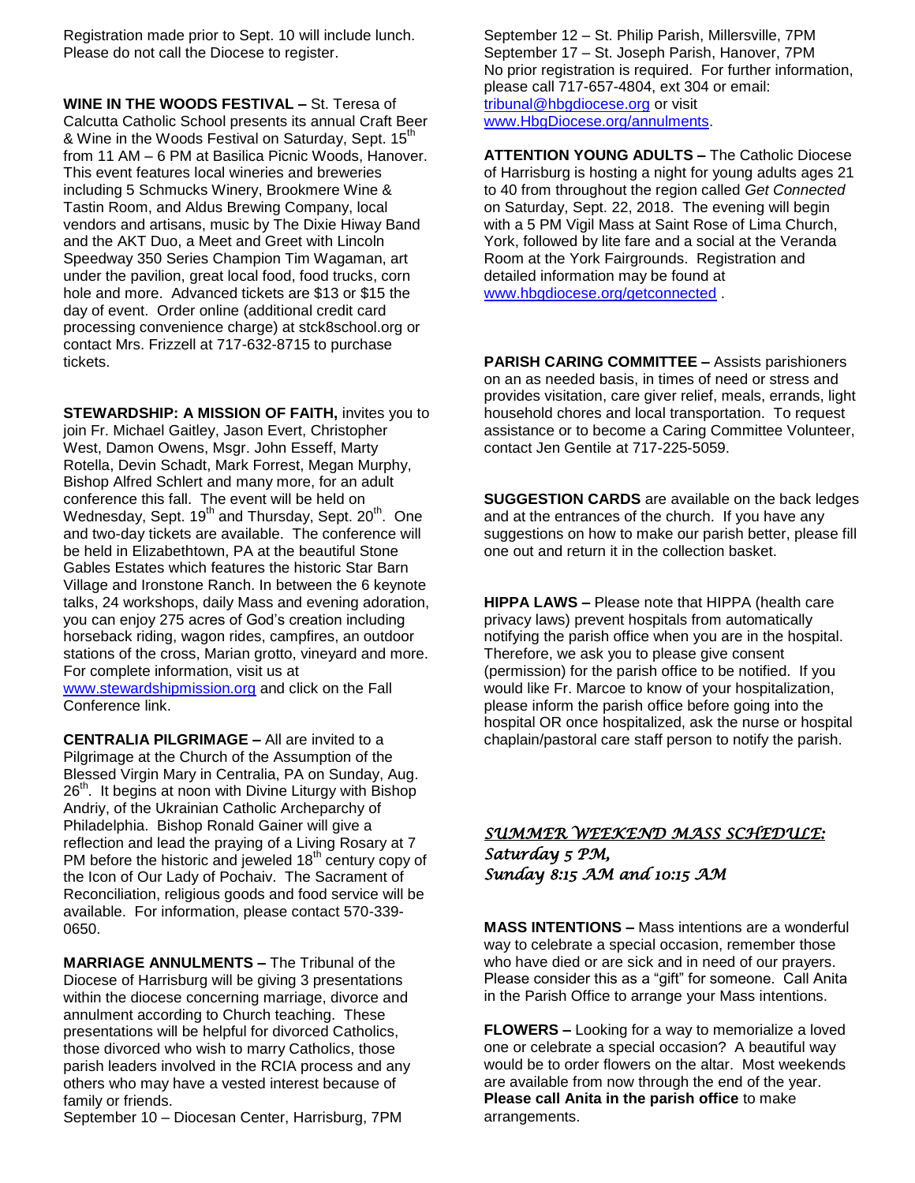Registration made prior to Sept. 10 will include lunch. Please do not call the Diocese to register.

**WINE IN THE WOODS FESTIVAL –** St. Teresa of Calcutta Catholic School presents its annual Craft Beer & Wine in the Woods Festival on Saturday, Sept. 15th from 11 AM – 6 PM at Basilica Picnic Woods, Hanover. This event features local wineries and breweries including 5 Schmucks Winery, Brookmere Wine & Tastin Room, and Aldus Brewing Company, local vendors and artisans, music by The Dixie Hiway Band and the AKT Duo, a Meet and Greet with Lincoln Speedway 350 Series Champion Tim Wagaman, art under the pavilion, great local food, food trucks, corn hole and more. Advanced tickets are $13 or $15 the day of event. Order online (additional credit card processing convenience charge) at stck8school.org or contact Mrs. Frizzell at 717-632-8715 to purchase tickets.

**STEWARDSHIP: A MISSION OF FAITH,** invites you to join Fr. Michael Gaitley, Jason Evert, Christopher West, Damon Owens, Msgr. John Esseff, Marty Rotella, Devin Schadt, Mark Forrest, Megan Murphy, Bishop Alfred Schlert and many more, for an adult conference this fall. The event will be held on Wednesday, Sept. 19th and Thursday, Sept. 20th. One and two-day tickets are available. The conference will be held in Elizabethtown, PA at the beautiful Stone Gables Estates which features the historic Star Barn Village and Ironstone Ranch. In between the 6 keynote talks, 24 workshops, daily Mass and evening adoration, you can enjoy 275 acres of God's creation including horseback riding, wagon rides, campfires, an outdoor stations of the cross, Marian grotto, vineyard and more. For complete information, visit us at www.stewardshipmission.org and click on the Fall Conference link.

**CENTRALIA PILGRIMAGE –** All are invited to a Pilgrimage at the Church of the Assumption of the Blessed Virgin Mary in Centralia, PA on Sunday, Aug. 26th. It begins at noon with Divine Liturgy with Bishop Andriy, of the Ukrainian Catholic Archeparchy of Philadelphia. Bishop Ronald Gainer will give a reflection and lead the praying of a Living Rosary at 7 PM before the historic and jeweled 18th century copy of the Icon of Our Lady of Pochaiv. The Sacrament of Reconciliation, religious goods and food service will be available. For information, please contact 570-339-0650.

**MARRIAGE ANNULMENTS –** The Tribunal of the Diocese of Harrisburg will be giving 3 presentations within the diocese concerning marriage, divorce and annulment according to Church teaching. These presentations will be helpful for divorced Catholics, those divorced who wish to marry Catholics, those parish leaders involved in the RCIA process and any others who may have a vested interest because of family or friends.

September 10 – Diocesan Center, Harrisburg, 7PM
September 12 – St. Philip Parish, Millersville, 7PM
September 17 – St. Joseph Parish, Hanover, 7PM
No prior registration is required. For further information, please call 717-657-4804, ext 304 or email: tribunal@hbgdiocese.org or visit www.HbgDiocese.org/annulments.

**ATTENTION YOUNG ADULTS –** The Catholic Diocese of Harrisburg is hosting a night for young adults ages 21 to 40 from throughout the region called *Get Connected* on Saturday, Sept. 22, 2018. The evening will begin with a 5 PM Vigil Mass at Saint Rose of Lima Church, York, followed by lite fare and a social at the Veranda Room at the York Fairgrounds. Registration and detailed information may be found at www.hbgdiocese.org/getconnected .

**PARISH CARING COMMITTEE –** Assists parishioners on an as needed basis, in times of need or stress and provides visitation, care giver relief, meals, errands, light household chores and local transportation. To request assistance or to become a Caring Committee Volunteer, contact Jen Gentile at 717-225-5059.

**SUGGESTION CARDS** are available on the back ledges and at the entrances of the church. If you have any suggestions on how to make our parish better, please fill one out and return it in the collection basket.

**HIPPA LAWS –** Please note that HIPPA (health care privacy laws) prevent hospitals from automatically notifying the parish office when you are in the hospital. Therefore, we ask you to please give consent (permission) for the parish office to be notified. If you would like Fr. Marcoe to know of your hospitalization, please inform the parish office before going into the hospital OR once hospitalized, ask the nurse or hospital chaplain/pastoral care staff person to notify the parish.

***SUMMER WEEKEND MASS SCHEDULE:***
***Saturday 5 PM,***
***Sunday 8:15 AM and 10:15 AM***

**MASS INTENTIONS –** Mass intentions are a wonderful way to celebrate a special occasion, remember those who have died or are sick and in need of our prayers. Please consider this as a "gift" for someone. Call Anita in the Parish Office to arrange your Mass intentions.

**FLOWERS –** Looking for a way to memorialize a loved one or celebrate a special occasion? A beautiful way would be to order flowers on the altar. Most weekends are available from now through the end of the year. **Please call Anita in the parish office** to make arrangements.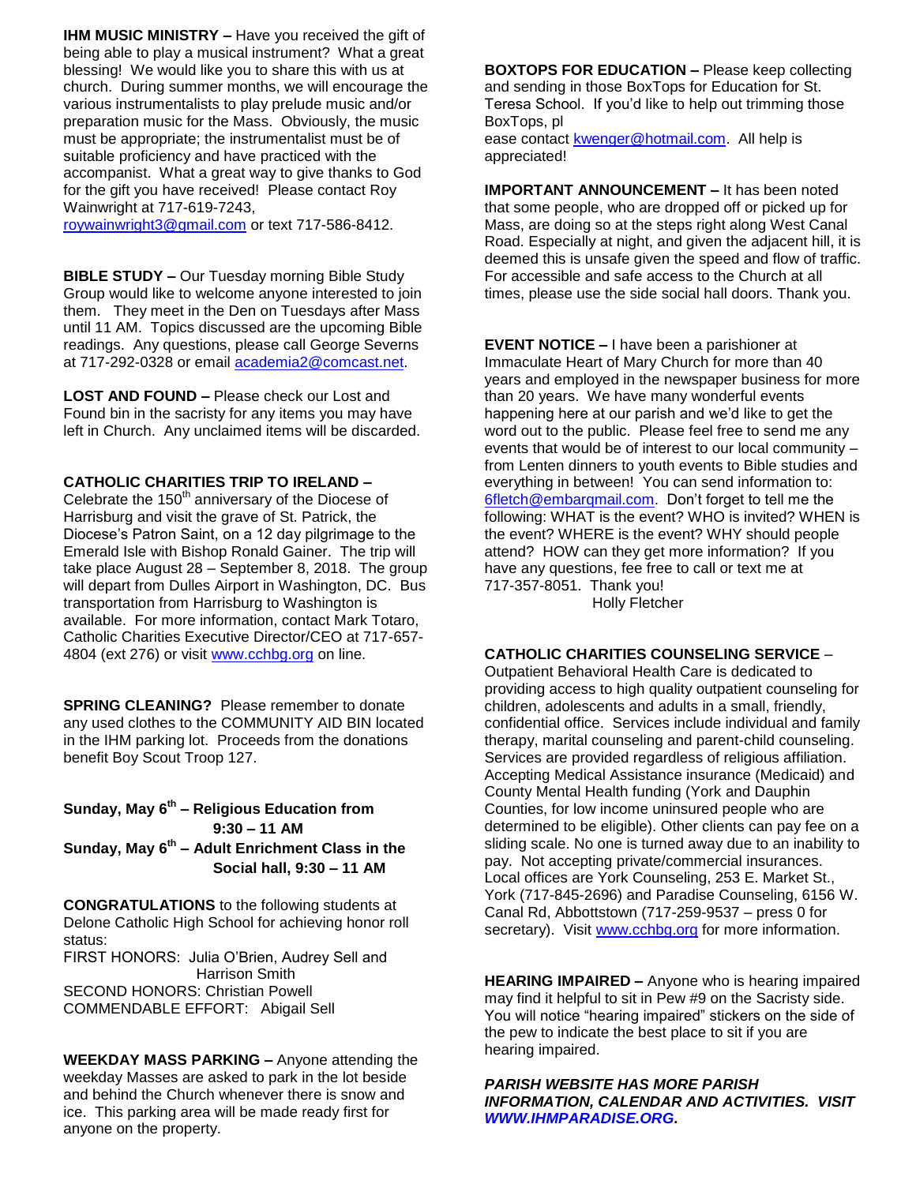**IHM MUSIC MINISTRY –** Have you received the gift of being able to play a musical instrument? What a great blessing! We would like you to share this with us at church. During summer months, we will encourage the various instrumentalists to play prelude music and/or preparation music for the Mass. Obviously, the music must be appropriate; the instrumentalist must be of suitable proficiency and have practiced with the accompanist. What a great way to give thanks to God for the gift you have received! Please contact Roy Wainwright at 717-619-7243, roywainwright3@gmail.com or text 717-586-8412.

**BIBLE STUDY –** Our Tuesday morning Bible Study Group would like to welcome anyone interested to join them. They meet in the Den on Tuesdays after Mass until 11 AM. Topics discussed are the upcoming Bible readings. Any questions, please call George Severns at 717-292-0328 or email academia2@comcast.net.

**LOST AND FOUND –** Please check our Lost and Found bin in the sacristy for any items you may have left in Church. Any unclaimed items will be discarded.

**CATHOLIC CHARITIES TRIP TO IRELAND –** Celebrate the 150th anniversary of the Diocese of Harrisburg and visit the grave of St. Patrick, the Diocese's Patron Saint, on a 12 day pilgrimage to the Emerald Isle with Bishop Ronald Gainer. The trip will take place August 28 – September 8, 2018. The group will depart from Dulles Airport in Washington, DC. Bus transportation from Harrisburg to Washington is available. For more information, contact Mark Totaro, Catholic Charities Executive Director/CEO at 717-657-4804 (ext 276) or visit www.cchbg.org on line.

**SPRING CLEANING?** Please remember to donate any used clothes to the COMMUNITY AID BIN located in the IHM parking lot. Proceeds from the donations benefit Boy Scout Troop 127.

**Sunday, May 6th – Religious Education from 9:30 – 11 AM**
**Sunday, May 6th – Adult Enrichment Class in the Social hall, 9:30 – 11 AM**

**CONGRATULATIONS** to the following students at Delone Catholic High School for achieving honor roll status:
FIRST HONORS: Julia O'Brien, Audrey Sell and Harrison Smith
SECOND HONORS: Christian Powell
COMMENDABLE EFFORT: Abigail Sell

**WEEKDAY MASS PARKING –** Anyone attending the weekday Masses are asked to park in the lot beside and behind the Church whenever there is snow and ice. This parking area will be made ready first for anyone on the property.

**BOXTOPS FOR EDUCATION –** Please keep collecting and sending in those BoxTops for Education for St. Teresa School. If you'd like to help out trimming those BoxTops, pl
ease contact kwenger@hotmail.com. All help is appreciated!

**IMPORTANT ANNOUNCEMENT –** It has been noted that some people, who are dropped off or picked up for Mass, are doing so at the steps right along West Canal Road. Especially at night, and given the adjacent hill, it is deemed this is unsafe given the speed and flow of traffic. For accessible and safe access to the Church at all times, please use the side social hall doors. Thank you.

**EVENT NOTICE –** I have been a parishioner at Immaculate Heart of Mary Church for more than 40 years and employed in the newspaper business for more than 20 years. We have many wonderful events happening here at our parish and we'd like to get the word out to the public. Please feel free to send me any events that would be of interest to our local community – from Lenten dinners to youth events to Bible studies and everything in between! You can send information to: 6fletch@embarqmail.com. Don't forget to tell me the following: WHAT is the event? WHO is invited? WHEN is the event? WHERE is the event? WHY should people attend? HOW can they get more information? If you have any questions, fee free to call or text me at 717-357-8051. Thank you!
Holly Fletcher

**CATHOLIC CHARITIES COUNSELING SERVICE** – Outpatient Behavioral Health Care is dedicated to providing access to high quality outpatient counseling for children, adolescents and adults in a small, friendly, confidential office. Services include individual and family therapy, marital counseling and parent-child counseling. Services are provided regardless of religious affiliation. Accepting Medical Assistance insurance (Medicaid) and County Mental Health funding (York and Dauphin Counties, for low income uninsured people who are determined to be eligible). Other clients can pay fee on a sliding scale. No one is turned away due to an inability to pay. Not accepting private/commercial insurances. Local offices are York Counseling, 253 E. Market St., York (717-845-2696) and Paradise Counseling, 6156 W. Canal Rd, Abbottstown (717-259-9537 – press 0 for secretary). Visit www.cchbg.org for more information.

**HEARING IMPAIRED –** Anyone who is hearing impaired may find it helpful to sit in Pew #9 on the Sacristy side. You will notice "hearing impaired" stickers on the side of the pew to indicate the best place to sit if you are hearing impaired.

***PARISH WEBSITE HAS MORE PARISH INFORMATION, CALENDAR AND ACTIVITIES. VISIT WWW.IHMPARADISE.ORG.***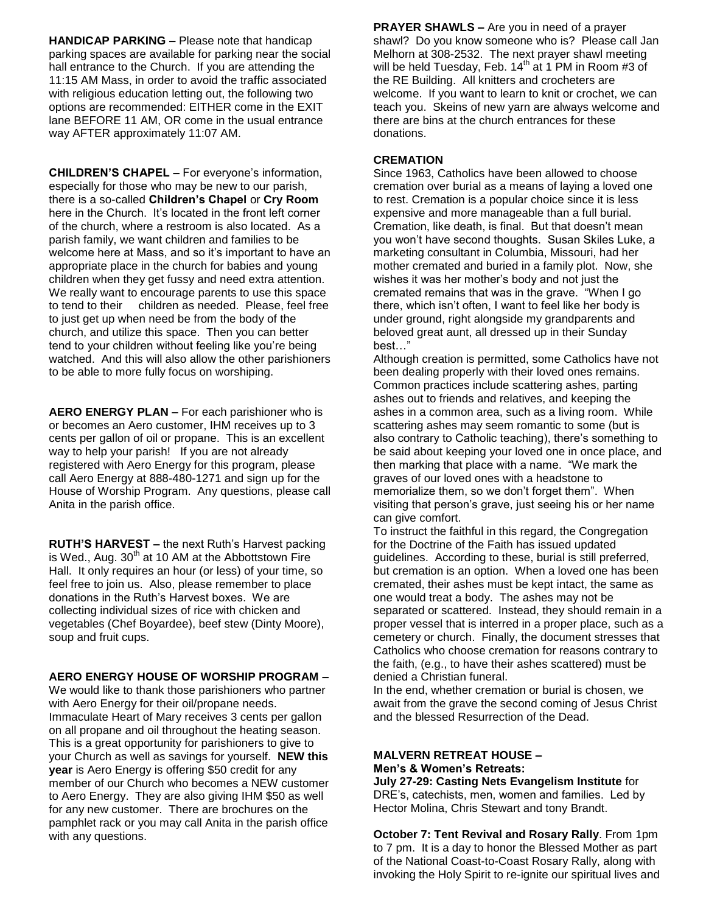**HANDICAP PARKING –** Please note that handicap parking spaces are available for parking near the social hall entrance to the Church. If you are attending the 11:15 AM Mass, in order to avoid the traffic associated with religious education letting out, the following two options are recommended: EITHER come in the EXIT lane BEFORE 11 AM, OR come in the usual entrance way AFTER approximately 11:07 AM.

**CHILDREN'S CHAPEL –** For everyone's information, especially for those who may be new to our parish, there is a so-called **Children's Chapel** or **Cry Room** here in the Church. It's located in the front left corner of the church, where a restroom is also located. As a parish family, we want children and families to be welcome here at Mass, and so it's important to have an appropriate place in the church for babies and young children when they get fussy and need extra attention. We really want to encourage parents to use this space to tend to their children as needed. Please, feel free to just get up when need be from the body of the church, and utilize this space. Then you can better tend to your children without feeling like you're being watched. And this will also allow the other parishioners to be able to more fully focus on worshiping.

**AERO ENERGY PLAN –** For each parishioner who is or becomes an Aero customer, IHM receives up to 3 cents per gallon of oil or propane. This is an excellent way to help your parish! If you are not already registered with Aero Energy for this program, please call Aero Energy at 888-480-1271 and sign up for the House of Worship Program. Any questions, please call Anita in the parish office.

**RUTH'S HARVEST –** the next Ruth's Harvest packing is Wed., Aug. 30th at 10 AM at the Abbottstown Fire Hall. It only requires an hour (or less) of your time, so feel free to join us. Also, please remember to place donations in the Ruth's Harvest boxes. We are collecting individual sizes of rice with chicken and vegetables (Chef Boyardee), beef stew (Dinty Moore), soup and fruit cups.

**AERO ENERGY HOUSE OF WORSHIP PROGRAM –** We would like to thank those parishioners who partner with Aero Energy for their oil/propane needs. Immaculate Heart of Mary receives 3 cents per gallon on all propane and oil throughout the heating season. This is a great opportunity for parishioners to give to your Church as well as savings for yourself. **NEW this year** is Aero Energy is offering $50 credit for any member of our Church who becomes a NEW customer to Aero Energy. They are also giving IHM $50 as well for any new customer. There are brochures on the pamphlet rack or you may call Anita in the parish office with any questions.

**PRAYER SHAWLS –** Are you in need of a prayer shawl? Do you know someone who is? Please call Jan Melhorn at 308-2532. The next prayer shawl meeting will be held Tuesday, Feb. 14th at 1 PM in Room #3 of the RE Building. All knitters and crocheters are welcome. If you want to learn to knit or crochet, we can teach you. Skeins of new yarn are always welcome and there are bins at the church entrances for these donations.

**CREMATION**

Since 1963, Catholics have been allowed to choose cremation over burial as a means of laying a loved one to rest. Cremation is a popular choice since it is less expensive and more manageable than a full burial. Cremation, like death, is final. But that doesn't mean you won't have second thoughts. Susan Skiles Luke, a marketing consultant in Columbia, Missouri, had her mother cremated and buried in a family plot. Now, she wishes it was her mother's body and not just the cremated remains that was in the grave. "When I go there, which isn't often, I want to feel like her body is under ground, right alongside my grandparents and beloved great aunt, all dressed up in their Sunday best…"

Although creation is permitted, some Catholics have not been dealing properly with their loved ones remains. Common practices include scattering ashes, parting ashes out to friends and relatives, and keeping the ashes in a common area, such as a living room. While scattering ashes may seem romantic to some (but is also contrary to Catholic teaching), there's something to be said about keeping your loved one in once place, and then marking that place with a name. "We mark the graves of our loved ones with a headstone to memorialize them, so we don't forget them". When visiting that person's grave, just seeing his or her name can give comfort.

To instruct the faithful in this regard, the Congregation for the Doctrine of the Faith has issued updated guidelines. According to these, burial is still preferred, but cremation is an option. When a loved one has been cremated, their ashes must be kept intact, the same as one would treat a body. The ashes may not be separated or scattered. Instead, they should remain in a proper vessel that is interred in a proper place, such as a cemetery or church. Finally, the document stresses that Catholics who choose cremation for reasons contrary to the faith, (e.g., to have their ashes scattered) must be denied a Christian funeral.

In the end, whether cremation or burial is chosen, we await from the grave the second coming of Jesus Christ and the blessed Resurrection of the Dead.

**MALVERN RETREAT HOUSE –**
**Men's & Women's Retreats:**

**July 27-29: Casting Nets Evangelism Institute** for DRE's, catechists, men, women and families. Led by Hector Molina, Chris Stewart and tony Brandt.

**October 7: Tent Revival and Rosary Rally**. From 1pm to 7 pm. It is a day to honor the Blessed Mother as part of the National Coast-to-Coast Rosary Rally, along with invoking the Holy Spirit to re-ignite our spiritual lives and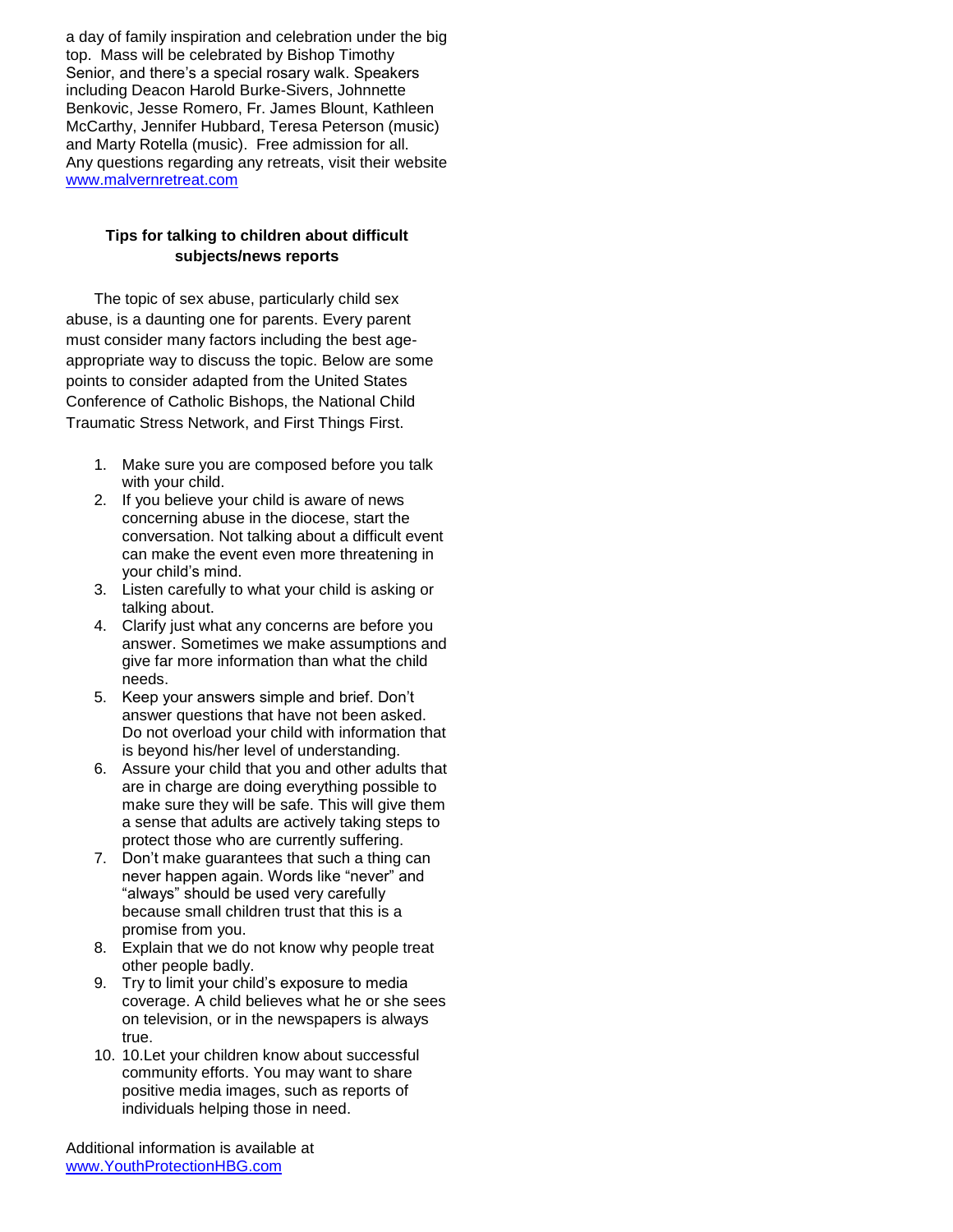a day of family inspiration and celebration under the big top. Mass will be celebrated by Bishop Timothy Senior, and there's a special rosary walk. Speakers including Deacon Harold Burke-Sivers, Johnnette Benkovic, Jesse Romero, Fr. James Blount, Kathleen McCarthy, Jennifer Hubbard, Teresa Peterson (music) and Marty Rotella (music). Free admission for all. Any questions regarding any retreats, visit their website [www.malvernretreat.com](http://www.malvernretreat.com)

**Tips for talking to children about difficult subjects/news reports**

The topic of sex abuse, particularly child sex abuse, is a daunting one for parents. Every parent must consider many factors including the best age-appropriate way to discuss the topic. Below are some points to consider adapted from the United States Conference of Catholic Bishops, the National Child Traumatic Stress Network, and First Things First.

1. Make sure you are composed before you talk with your child.
2. If you believe your child is aware of news concerning abuse in the diocese, start the conversation. Not talking about a difficult event can make the event even more threatening in your child's mind.
3. Listen carefully to what your child is asking or talking about.
4. Clarify just what any concerns are before you answer. Sometimes we make assumptions and give far more information than what the child needs.
5. Keep your answers simple and brief. Don't answer questions that have not been asked. Do not overload your child with information that is beyond his/her level of understanding.
6. Assure your child that you and other adults that are in charge are doing everything possible to make sure they will be safe. This will give them a sense that adults are actively taking steps to protect those who are currently suffering.
7. Don't make guarantees that such a thing can never happen again. Words like "never" and "always" should be used very carefully because small children trust that this is a promise from you.
8. Explain that we do not know why people treat other people badly.
9. Try to limit your child's exposure to media coverage. A child believes what he or she sees on television, or in the newspapers is always true.
10. 10.Let your children know about successful community efforts. You may want to share positive media images, such as reports of individuals helping those in need.

Additional information is available at [www.YouthProtectionHBG.com](http://www.YouthProtectionHBG.com)